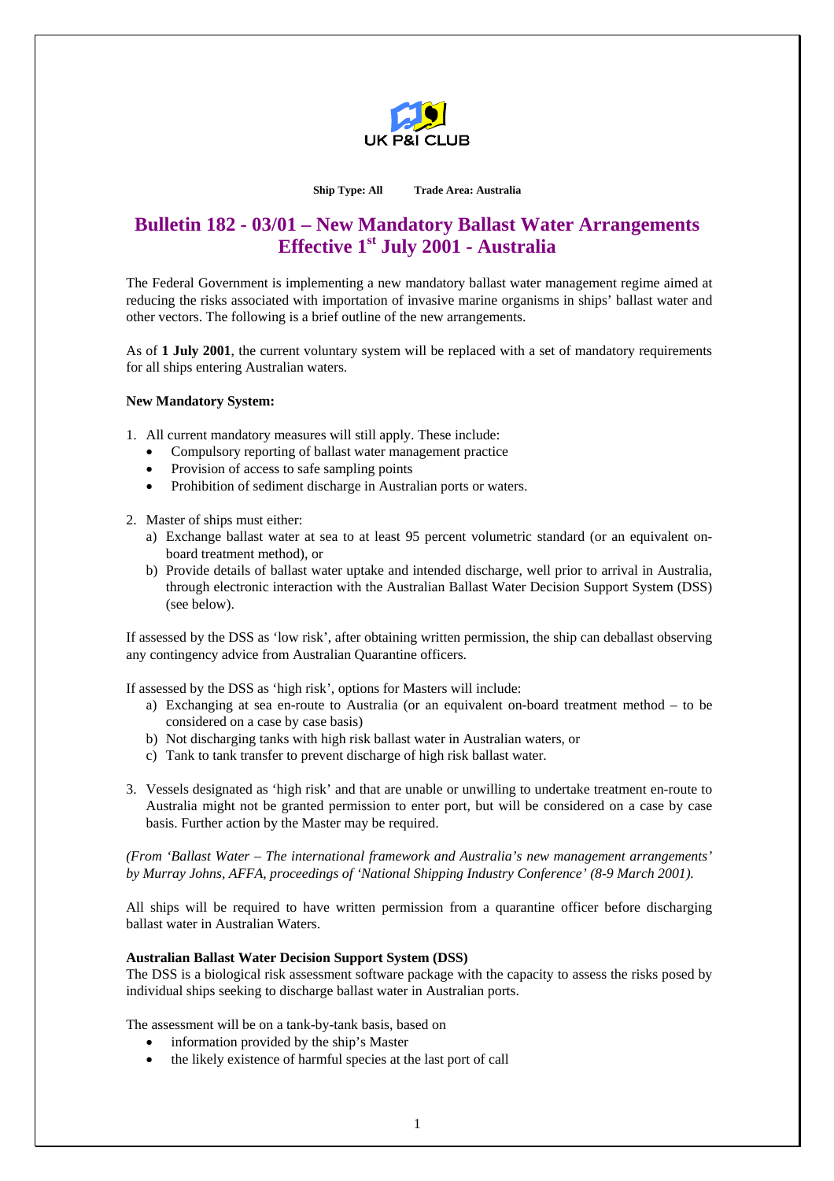UK P&I CLUB

**Ship Type: All** **Trade Area: Australia**

# Bulletin 182 - 03/01 – New Mandatory Ballast Water Arrangements Effective 1st July 2001 - Australia

The Federal Government is implementing a new mandatory ballast water management regime aimed at reducing the risks associated with importation of invasive marine organisms in ships' ballast water and other vectors. The following is a brief outline of the new arrangements.

As of **1 July 2001**, the current voluntary system will be replaced with a set of mandatory requirements for all ships entering Australian waters.

**New Mandatory System:**

1. All current mandatory measures will still apply. These include:
   - Compulsory reporting of ballast water management practice
   - Provision of access to safe sampling points
   - Prohibition of sediment discharge in Australian ports or waters.

2. Master of ships must either:
   a) Exchange ballast water at sea to at least 95 percent volumetric standard (or an equivalent on-board treatment method), or
   b) Provide details of ballast water uptake and intended discharge, well prior to arrival in Australia, through electronic interaction with the Australian Ballast Water Decision Support System (DSS) (see below).

If assessed by the DSS as 'low risk', after obtaining written permission, the ship can deballast observing any contingency advice from Australian Quarantine officers.

If assessed by the DSS as 'high risk', options for Masters will include:
   a) Exchanging at sea en-route to Australia (or an equivalent on-board treatment method – to be considered on a case by case basis)
   b) Not discharging tanks with high risk ballast water in Australian waters, or
   c) Tank to tank transfer to prevent discharge of high risk ballast water.

3. Vessels designated as 'high risk' and that are unable or unwilling to undertake treatment en-route to Australia might not be granted permission to enter port, but will be considered on a case by case basis. Further action by the Master may be required.

*(From 'Ballast Water – The international framework and Australia's new management arrangements' by Murray Johns, AFFA, proceedings of 'National Shipping Industry Conference' (8-9 March 2001).*

All ships will be required to have written permission from a quarantine officer before discharging ballast water in Australian Waters.

**Australian Ballast Water Decision Support System (DSS)**

The DSS is a biological risk assessment software package with the capacity to assess the risks posed by individual ships seeking to discharge ballast water in Australian ports.

The assessment will be on a tank-by-tank basis, based on

- information provided by the ship's Master
- the likely existence of harmful species at the last port of call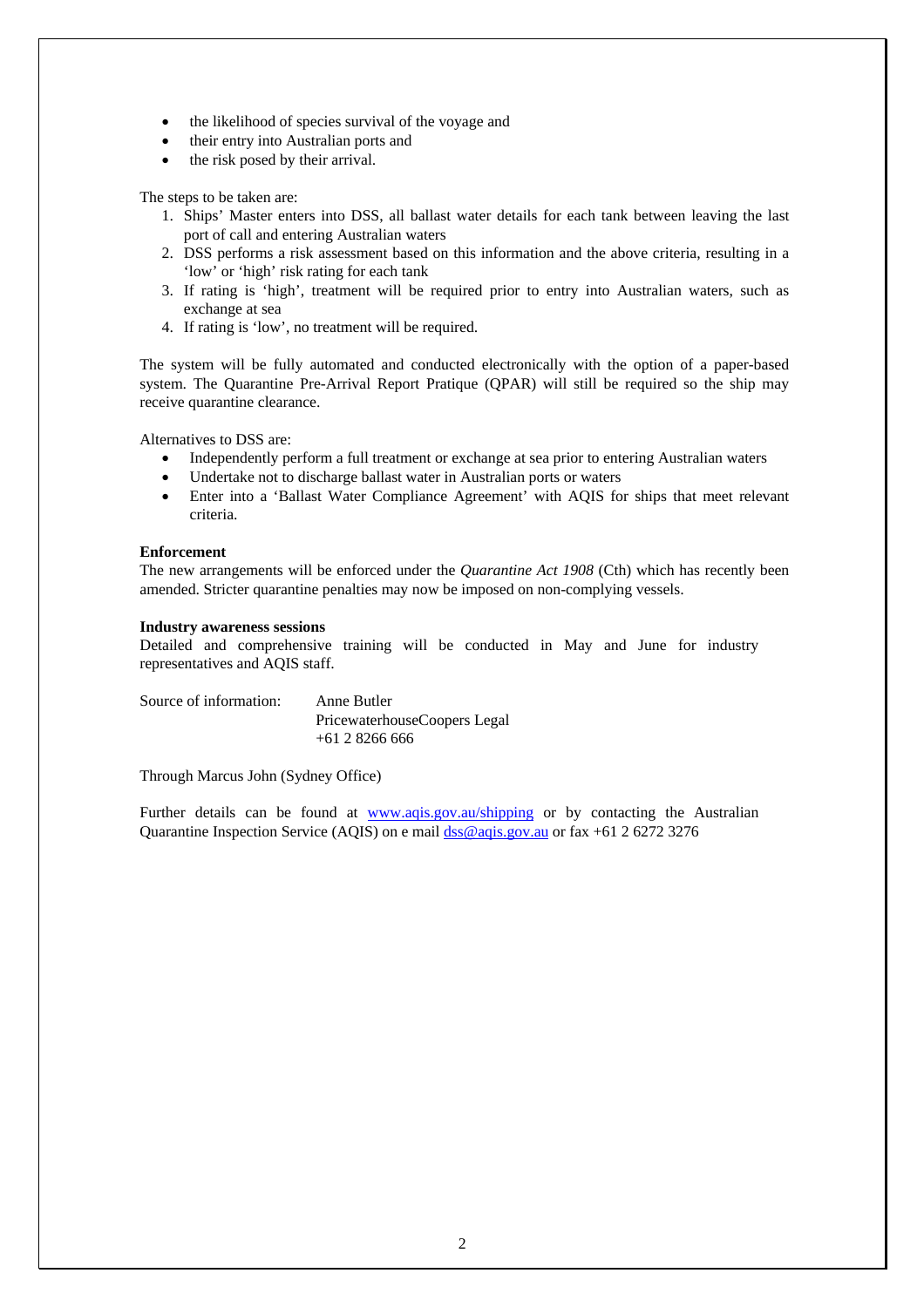- the likelihood of species survival of the voyage and
- their entry into Australian ports and
- the risk posed by their arrival.

The steps to be taken are:

1. Ships' Master enters into DSS, all ballast water details for each tank between leaving the last port of call and entering Australian waters
2. DSS performs a risk assessment based on this information and the above criteria, resulting in a 'low' or 'high' risk rating for each tank
3. If rating is 'high', treatment will be required prior to entry into Australian waters, such as exchange at sea
4. If rating is 'low', no treatment will be required.

The system will be fully automated and conducted electronically with the option of a paper-based system. The Quarantine Pre-Arrival Report Pratique (QPAR) will still be required so the ship may receive quarantine clearance.

Alternatives to DSS are:

- Independently perform a full treatment or exchange at sea prior to entering Australian waters
- Undertake not to discharge ballast water in Australian ports or waters
- Enter into a 'Ballast Water Compliance Agreement' with AQIS for ships that meet relevant criteria.

**Enforcement**

The new arrangements will be enforced under the *Quarantine Act 1908* (Cth) which has recently been amended. Stricter quarantine penalties may now be imposed on non-complying vessels.

**Industry awareness sessions**

Detailed and comprehensive training will be conducted in May and June for industry representatives and AQIS staff.

Source of information: Anne Butler
PricewaterhouseCoopers Legal
+61 2 8266 666

Through Marcus John (Sydney Office)

Further details can be found at www.aqis.gov.au/shipping or by contacting the Australian Quarantine Inspection Service (AQIS) on e mail dss@aqis.gov.au or fax +61 2 6272 3276